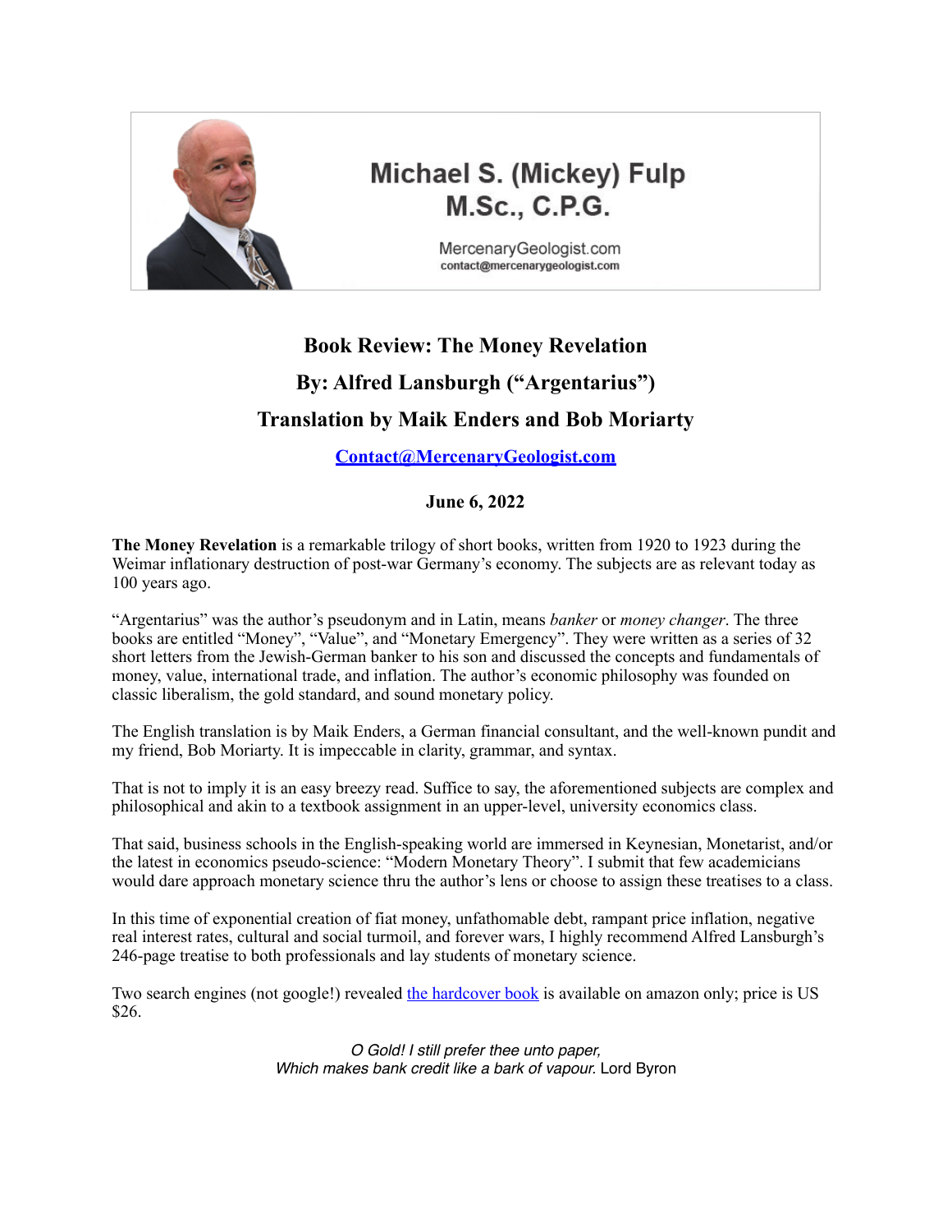Michael S. (Mickey) Fulp
M.Sc., C.P.G.

MercenaryGeologist.com
contact@mercenarygeologist.com

# Book Review: The Money Revelation

## By: Alfred Lansburgh ("Argentarius")

## Translation by Maik Enders and Bob Moriarty

**Contact@MercenaryGeologist.com**

**June 6, 2022**

**The Money Revelation** is a remarkable trilogy of short books, written from 1920 to 1923 during the Weimar inflationary destruction of post-war Germany's economy. The subjects are as relevant today as 100 years ago.

"Argentarius" was the author's pseudonym and in Latin, means *banker* or *money changer*. The three books are entitled "Money", "Value", and "Monetary Emergency". They were written as a series of 32 short letters from the Jewish-German banker to his son and discussed the concepts and fundamentals of money, value, international trade, and inflation. The author's economic philosophy was founded on classic liberalism, the gold standard, and sound monetary policy.

The English translation is by Maik Enders, a German financial consultant, and the well-known pundit and my friend, Bob Moriarty. It is impeccable in clarity, grammar, and syntax.

That is not to imply it is an easy breezy read. Suffice to say, the aforementioned subjects are complex and philosophical and akin to a textbook assignment in an upper-level, university economics class.

That said, business schools in the English-speaking world are immersed in Keynesian, Monetarist, and/or the latest in economics pseudo-science: "Modern Monetary Theory". I submit that few academicians would dare approach monetary science thru the author's lens or choose to assign these treatises to a class.

In this time of exponential creation of fiat money, unfathomable debt, rampant price inflation, negative real interest rates, cultural and social turmoil, and forever wars, I highly recommend Alfred Lansburgh's 246-page treatise to both professionals and lay students of monetary science.

Two search engines (not google!) revealed the hardcover book is available on amazon only; price is US $26.

*O Gold! I still prefer thee unto paper,*
*Which makes bank credit like a bark of vapour.* Lord Byron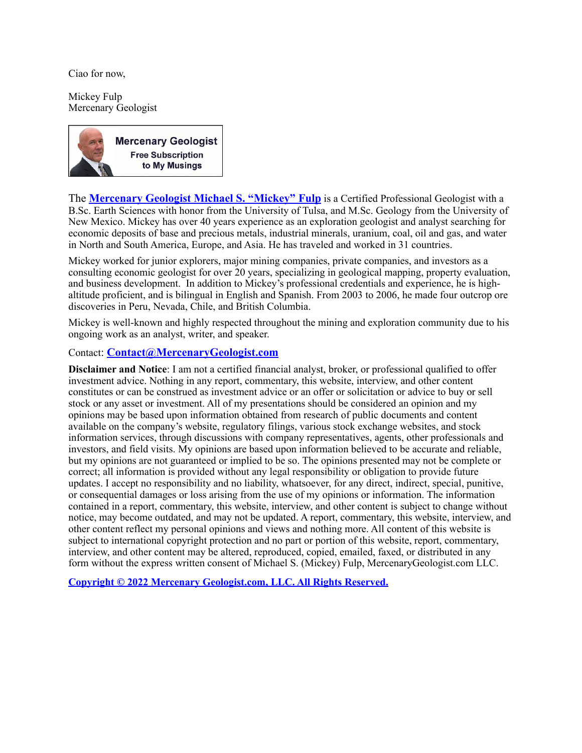Ciao for now,

Mickey Fulp
Mercenary Geologist

Mercenary Geologist
Free Subscription
to My Musings

The **Mercenary Geologist Michael S. "Mickey" Fulp** is a Certified Professional Geologist with a B.Sc. Earth Sciences with honor from the University of Tulsa, and M.Sc. Geology from the University of New Mexico. Mickey has over 40 years experience as an exploration geologist and analyst searching for economic deposits of base and precious metals, industrial minerals, uranium, coal, oil and gas, and water in North and South America, Europe, and Asia. He has traveled and worked in 31 countries.

Mickey worked for junior explorers, major mining companies, private companies, and investors as a consulting economic geologist for over 20 years, specializing in geological mapping, property evaluation, and business development. In addition to Mickey's professional credentials and experience, he is high-altitude proficient, and is bilingual in English and Spanish. From 2003 to 2006, he made four outcrop ore discoveries in Peru, Nevada, Chile, and British Columbia.

Mickey is well-known and highly respected throughout the mining and exploration community due to his ongoing work as an analyst, writer, and speaker.

Contact: **Contact@MercenaryGeologist.com**

**Disclaimer and Notice**: I am not a certified financial analyst, broker, or professional qualified to offer investment advice. Nothing in any report, commentary, this website, interview, and other content constitutes or can be construed as investment advice or an offer or solicitation or advice to buy or sell stock or any asset or investment. All of my presentations should be considered an opinion and my opinions may be based upon information obtained from research of public documents and content available on the company's website, regulatory filings, various stock exchange websites, and stock information services, through discussions with company representatives, agents, other professionals and investors, and field visits. My opinions are based upon information believed to be accurate and reliable, but my opinions are not guaranteed or implied to be so. The opinions presented may not be complete or correct; all information is provided without any legal responsibility or obligation to provide future updates. I accept no responsibility and no liability, whatsoever, for any direct, indirect, special, punitive, or consequential damages or loss arising from the use of my opinions or information. The information contained in a report, commentary, this website, interview, and other content is subject to change without notice, may become outdated, and may not be updated. A report, commentary, this website, interview, and other content reflect my personal opinions and views and nothing more. All content of this website is subject to international copyright protection and no part or portion of this website, report, commentary, interview, and other content may be altered, reproduced, copied, emailed, faxed, or distributed in any form without the express written consent of Michael S. (Mickey) Fulp, MercenaryGeologist.com LLC.

**Copyright © 2022 Mercenary Geologist.com, LLC. All Rights Reserved.**